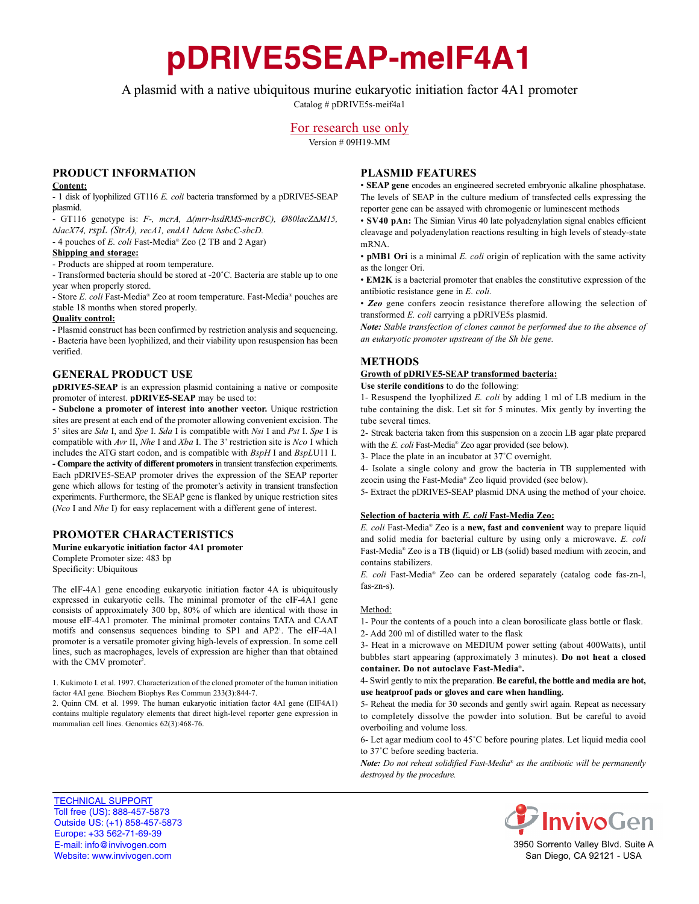# pDRIVE5SEAP-meIF4A1

A plasmid with a native ubiquitous murine eukaryotic initiation factor 4A1 promoter

Catalog # pDRIVE5s-meif4a1

For research use only

Version # 09H19-MM

## PRODUCT INFORMATION

**Content:**

- 1 disk of lyophilized GT116 *E. coli* bacteria transformed by a pDRIVE5-SEAP plasmid.
- GT116 genotype is: *F-, mcrA, Δ(mrr-hsdRMS-mcrBC), Ø80lacZΔM15, ΔlacX74, rspL (StrA), recA1, endA1 Δdcm ΔsbcC-sbcD.*
- 4 pouches of *E. coli* Fast-Media® Zeo (2 TB and 2 Agar)

**Shipping and storage:**

- Products are shipped at room temperature.
- Transformed bacteria should be stored at -20˚C. Bacteria are stable up to one year when properly stored.
- Store *E. coli* Fast-Media® Zeo at room temperature. Fast-Media® pouches are stable 18 months when stored properly.

**Quality control:**

- Plasmid construct has been confirmed by restriction analysis and sequencing.
- Bacteria have been lyophilized, and their viability upon resuspension has been verified.

## GENERAL PRODUCT USE

**pDRIVE5-SEAP** is an expression plasmid containing a native or composite promoter of interest. **pDRIVE5-SEAP** may be used to:

**- Subclone a promoter of interest into another vector.** Unique restriction sites are present at each end of the promoter allowing convenient excision. The 5' sites are *Sda* I, and *Spe* I. *Sda* I is compatible with *Nsi* I and *Pst* I. *Spe* I is compatible with *Avr* II, *Nhe* I and *Xba* I. The 3' restriction site is *Nco* I which includes the ATG start codon, and is compatible with *BspH* I and *BspL*U11 I.

**- Compare the activity of different promoters** in transient transfection experiments. Each pDRIVE5-SEAP promoter drives the expression of the SEAP reporter gene which allows for testing of the promoter's activity in transient transfection experiments. Furthermore, the SEAP gene is flanked by unique restriction sites (*Nco* I and *Nhe* I) for easy replacement with a different gene of interest.

## PROMOTER CHARACTERISTICS

**Murine eukaryotic initiation factor 4A1 promoter**

Complete Promoter size: 483 bp

Specificity: Ubiquitous

The eIF-4A1 gene encoding eukaryotic initiation factor 4A is ubiquitously expressed in eukaryotic cells. The minimal promoter of the eIF-4A1 gene consists of approximately 300 bp, 80% of which are identical with those in mouse eIF-4A1 promoter. The minimal promoter contains TATA and CAAT motifs and consensus sequences binding to SP1 and AP2[1]. The eIF-4A1 promoter is a versatile promoter giving high-levels of expression. In some cell lines, such as macrophages, levels of expression are higher than that obtained with the CMV promoter[2].

1. Kukimoto I. et al. 1997. Characterization of the cloned promoter of the human initiation factor 4AI gene. Biochem Biophys Res Commun 233(3):844-7.
2. Quinn CM. et al. 1999. The human eukaryotic initiation factor 4AI gene (EIF4A1) contains multiple regulatory elements that direct high-level reporter gene expression in mammalian cell lines. Genomics 62(3):468-76.

## PLASMID FEATURES

• **SEAP gene** encodes an engineered secreted embryonic alkaline phosphatase. The levels of SEAP in the culture medium of transfected cells expressing the reporter gene can be assayed with chromogenic or luminescent methods

• **SV40 pAn:** The Simian Virus 40 late polyadenylation signal enables efficient cleavage and polyadenylation reactions resulting in high levels of steady-state mRNA.

• **pMB1 Ori** is a minimal *E. coli* origin of replication with the same activity as the longer Ori.

• **EM2K** is a bacterial promoter that enables the constitutive expression of the antibiotic resistance gene in *E. coli.*

• ***Zeo*** gene confers zeocin resistance therefore allowing the selection of transformed *E. coli* carrying a pDRIVE5s plasmid.

***Note:*** *Stable transfection of clones cannot be performed due to the absence of an eukaryotic promoter upstream of the Sh ble gene.*

## METHODS

**Growth of pDRIVE5-SEAP transformed bacteria:**

**Use sterile conditions** to do the following:

1- Resuspend the lyophilized *E. coli* by adding 1 ml of LB medium in the tube containing the disk. Let sit for 5 minutes. Mix gently by inverting the tube several times.

2- Streak bacteria taken from this suspension on a zeocin LB agar plate prepared with the *E. coli* Fast-Media® Zeo agar provided (see below).

3- Place the plate in an incubator at 37˚C overnight.

4- Isolate a single colony and grow the bacteria in TB supplemented with zeocin using the Fast-Media® Zeo liquid provided (see below).

5- Extract the pDRIVE5-SEAP plasmid DNA using the method of your choice.

**Selection of bacteria with *E. coli* Fast-Media Zeo:**

*E. coli* Fast-Media® Zeo is a **new, fast and convenient** way to prepare liquid and solid media for bacterial culture by using only a microwave. *E. coli* Fast-Media® Zeo is a TB (liquid) or LB (solid) based medium with zeocin, and contains stabilizers.

*E. coli* Fast-Media® Zeo can be ordered separately (catalog code fas-zn-l, fas-zn-s).

Method:

1- Pour the contents of a pouch into a clean borosilicate glass bottle or flask.

2- Add 200 ml of distilled water to the flask

3- Heat in a microwave on MEDIUM power setting (about 400Watts), until bubbles start appearing (approximately 3 minutes). **Do not heat a closed container. Do not autoclave Fast-Media®.**

4- Swirl gently to mix the preparation. **Be careful, the bottle and media are hot, use heatproof pads or gloves and care when handling.**

5- Reheat the media for 30 seconds and gently swirl again. Repeat as necessary to completely dissolve the powder into solution. But be careful to avoid overboiling and volume loss.

6- Let agar medium cool to 45˚C before pouring plates. Let liquid media cool to 37˚C before seeding bacteria.

***Note:*** *Do not reheat solidified Fast-Media® as the antibiotic will be permanently destroyed by the procedure.*

TECHNICAL SUPPORT
Toll free (US): 888-457-5873
Outside US: (+1) 858-457-5873
Europe: +33 562-71-69-39
E-mail: info@invivogen.com
Website: www.invivogen.com

InvivoGen
3950 Sorrento Valley Blvd. Suite A
San Diego, CA 92121 - USA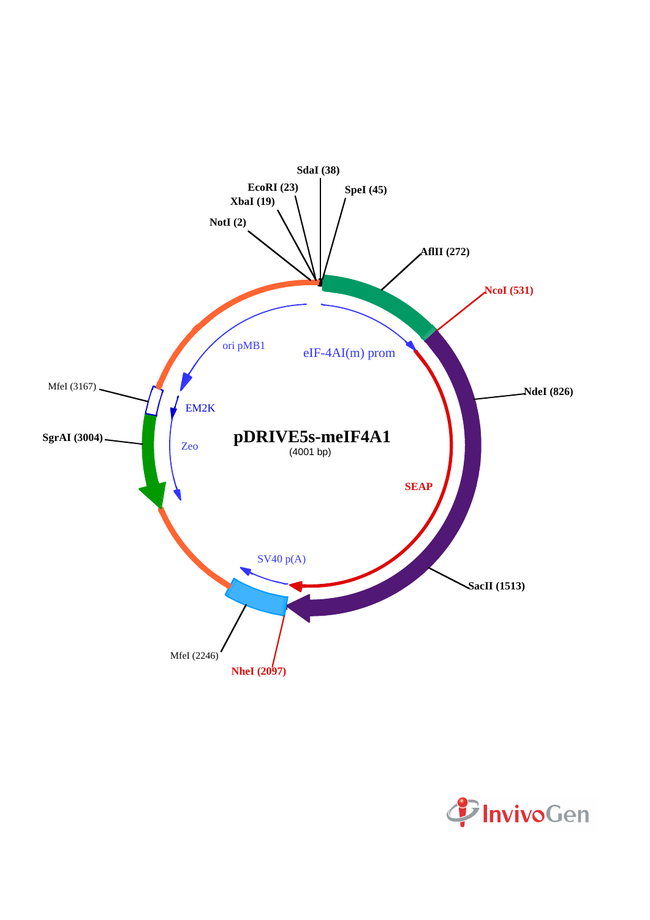# pDRIVE5s-meIF4A1

(4001 bp)

NotI (2)
XbaI (19)
EcoRI (23)
SdaI (38)
SpeI (45)
AflIII (272)
NcoI (531)
NdeI (826)
SacII (1513)
NheI (2097)
MfeI (2246)
SgrAI (3004)
MfeI (3167)

eIF-4AI(m) prom

SEAP

SV40 p(A)

Zeo

EM2K

ori pMB1

InvivoGen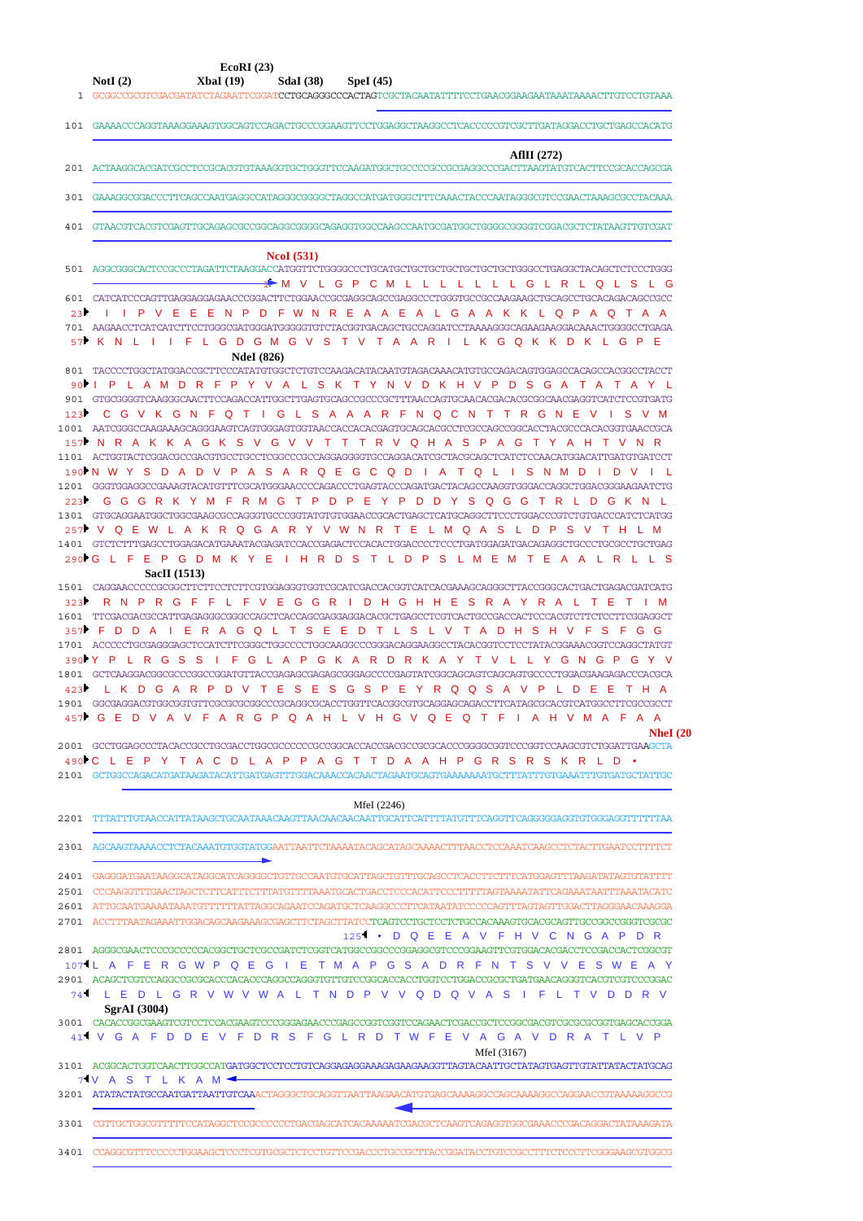```
                          EcoRI (23)
        NotI (2)          XbaI (19)     SdaI (38)    SpeI (45)
   1  GCGGCCGCGTCGACGATATCTAGAATTCGGATCCTGCAGGGCCCACTAGTCGCTACAATATTTTCCTGAACGGAAGAATAAATAAAACTTGTCCTGTAAA

 101  GAAAACCCAGGTAAAGGAAAGTGGCAGTCCAGACTGCCCGGAAGTTCCTGGAGGCTAAGGCCTCACCCCCGTCGCTTGATAGGACCTGCTGAGCCACATG

                                                                                   AflII (272)
 201  ACTAAGGCACGATCGCCTCCGCACGTGTAAAGGTGCTGGGTTCCAAGATGGCTGCCCCGCCGCGAGGCCCGACTTAAGTATGTCACTTCCGCACCAGCGA

 301  GAAAGGCGGACCCTTCAGCCAATGAGGCCATAGGGCGGGGCTAGGCCATGATGGGCTTTCAAACTACCCAATAGGGCGTCCGAACTAAAGCGCCTACAAA

 401  GTAACGTCACGTCGAGTTGCAGAGCGCCGGCAGGCGGGGCAGAGGTGGCCAAGCCAATGCGATGGCTGGGGCGGGGTCGGACGCTCTATAAGTTGTCGAT

                                 NcoI (531)
 501  AGGCGGGCACTCCGCCCTAGATTCTAAGGACCATGGTTCTGGGGCCCTGCATGCTGCTGCTGCTGCTGCTGCTGGGCCTGAGGCTACAGCTCTCCCTGGG
                                    1► M  V  L  G  P  C  M  L  L  L  L  L  L  L  G  L  R  L  Q  L  S  L  G
 601  CATCATCCCAGTTGAGGAGGAGAACCCGGACTTCTGGAACCGCGAGGCAGCCGAGGCCCTGGGTGCCGCCAAGAAGCTGCAGCCTGCACAGACAGCCGCC
  23►  I  I  P  V  E  E  E  N  P  D  F  W  N  R  E  A  A  E  A  L  G  A  A  K  K  L  Q  P  A  Q  T  A  A
 701  AAGAACCTCATCATCTTCCTGGGCGATGGGATGGGGGTGTCTACGGTGACAGCTGCCAGGATCCTAAAAGGGCAGAAGAAGGACAAACTGGGGCCTGAGA
  57► K  N  L  I  I  F  L  G  D  G  M  G  V  S  T  V  T  A  A  R  I  L  K  G  Q  K  K  D  K  L  G  P  E
                              NdeI (826)
 801  TACCCCTGGCTATGGACCGCTTCCCATATGTGGCTCTGTCCAAGACATACAATGTAGACAAACATGTGCCAGACAGTGGAGCCACAGCCACGGCCTACCT
  90► I  P  L  A  M  D  R  F  P  Y  V  A  L  S  K  T  Y  N  V  D  K  H  V  P  D  S  G  A  T  A  T  A  Y  L
 901  GTGCGGGGTCAAGGGCAACTTCCAGACCATTGGCTTGAGTGCAGCCGCCCGCTTTAACCAGTGCAACACGACACGCGGCAACGAGGTCATCTCCGTGATG
 123►  C  G  V  K  G  N  F  Q  T  I  G  L  S  A  A  A  R  F  N  Q  C  N  T  T  R  G  N  E  V  I  S  V  M
1001  AATCGGGCCAAGAAAGCAGGGAAGTCAGTGGGAGTGGTAACCACCACACGAGTGCAGCACGCCTCGCCAGCCGGCACCTACGCCCACACGGTGAACCGCA
 157► N  R  A  K  K  A  G  K  S  V  G  V  V  T  T  T  R  V  Q  H  A  S  P  A  G  T  Y  A  H  T  V  N  R
1101  ACTGGTACTCGGACGCCGACGTGCCTGCCTCGGCCCGCCAGGAGGGGTGCCAGGACATCGCTACGCAGCTCATCTCCAACATGGACATTGATGTGATCCT
 190► N  W  Y  S  D  A  D  V  P  A  S  A  R  Q  E  G  C  Q  D  I  A  T  Q  L  I  S  N  M  D  I  D  V  I  L
1201  GGGTGGAGGCCGAAAGTACATGTTTCGCATGGGAACCCCAGACCCTGAGTACCCAGATGACTACAGCCAAGGTGGGACCAGGCTGGACGGGAAGAATCTG
 223►  G  G  G  R  K  Y  M  F  R  M  G  T  P  D  P  E  Y  P  D  D  Y  S  Q  G  G  T  R  L  D  G  K  N  L
1301  GTGCAGGAATGGCTGGCGAAGCGCCAGGGTGCCCGGTATGTGTGGAACCGCACTGAGCTCATGCAGGCTTCCCTGGACCCGTCTGTGACCCATCTCATGG
 257► V  Q  E  W  L  A  K  R  Q  G  A  R  Y  V  W  N  R  T  E  L  M  Q  A  S  L  D  P  S  V  T  H  L  M
1401  GTCTCTTTGAGCCTGGAGACATGAAATACGAGATCCACCGAGACTCCACACTGGACCCCTCCCTGATGGAGATGACAGAGGCTGCCCTGCGCCTGCTGAG
 290► G  L  F  E  P  G  D  M  K  Y  E  I  H  R  D  S  T  L  D  P  S  L  M  E  M  T  E  A  A  L  R  L  L  S
            SacII (1513)
1501  CAGGAACCCCCGCGGCTTCTTCCTCTTCGTGGAGGGTGGTCGCATCGACCACGGTCATCACGAAAGCAGGGCTTACCGGGCACTGACTGAGACGATCATG
 323►  R  N  P  R  G  F  F  L  F  V  E  G  G  R  I  D  H  G  H  H  E  S  R  A  Y  R  A  L  T  E  T  I  M
1601  TTCGACGACGCCATTGAGAGGGCGGGCCAGCTCACCAGCGAGGAGGACACGCTGAGCCTCGTCACTGCCGACCACTCCCACGTCTTCTCCTTCGGAGGCT
 357►  F  D  D  A  I  E  R  A  G  Q  L  T  S  E  E  D  T  L  S  L  V  T  A  D  H  S  H  V  F  S  F  G  G
1701  ACCCCCTGCGAGGGAGCTCCATCTTCGGGCTGGCCCCTGGCAAGGCCCGGGACAGGAAGGCCTACACGGTCCTCCTATACGGAAACGGTCCAGGCTATGT
 390► Y  P  L  R  G  S  S  I  F  G  L  A  P  G  K  A  R  D  R  K  A  Y  T  V  L  L  Y  G  N  G  P  G  Y  V
1801  GCTCAAGGACGGCGCCCGGCCGGATGTTACCGAGAGCGAGAGCGGGAGCCCCGAGTATCGGCAGCAGTCAGCAGTGCCCCTGGACGAAGAGACCCACGCA
 423►  L  K  D  G  A  R  P  D  V  T  E  S  E  S  G  S  P  E  Y  R  Q  Q  S  A  V  P  L  D  E  E  T  H  A
1901  GGCGAGGACGTGGCGGTGTTCGCGCGCGGCCCGCAGGCGCACCTGGTTCACGGCGTGCAGGAGCAGACCTTCATAGCGCACGTCATGGCCTTCGCCGCCT
 457►  G  E  D  V  A  V  F  A  R  G  P  Q  A  H  L  V  H  G  V  Q  E  Q  T  F  I  A  H  V  M  A  F  A  A
                                                                                           NheI (20
2001  GCCTGGAGCCCTACACCGCCTGCGACCTGGCGCCCCCCGCCGGCACCACCGACGCCGCGCACCCGGGGCGGTCCCGGTCCAAGCGTCTGGATTGAAGCTA
 490► C  L  E  P  Y  T  A  C  D  L  A  P  P  A  G  T  T  D  A  A  H  P  G  R  S  R  S  K  R  L  D  •
2101  GCTGGCCAGACATGATAAGATACATTGATGAGTTTGGACAAACCACAACTAGAATGCAGTGAAAAAAATGCTTTATTTGTGAAATTTGTGATGCTATTGC

                                            MfeI (2246)
2201  TTTATTTGTAACCATTATAAGCTGCAATAAACAAGTTAACAACAACAATTGCATTCATTTTATGTTTCAGGTTCAGGGGGAGGTGTGGGAGGTTTTTTAA

2301  AGCAAGTAAAACCTCTACAAATGTGGTATGGAATTAATTCTAAAATACAGCATAGCAAAACTTTAACCTCCAAATCAAGCCTCTACTTGAATCCTTTTCT

2401  GAGGGATGAATAAGGCATAGGCATCAGGGGCTGTTGCCAATGTGCATTAGCTGTTTGCAGCCTCACCTTCTTTCATGGAGTTTAAGATATAGTGTATTTT
2501  CCCAAGGTTTGAACTAGCTCTTCATTTCTTTATGTTTTAAATGCACTGACCTCCCACATTCCCTTTTTAGTAAAATATTCAGAAATAATTTAAATACATC
2601  ATTGCAATGAAAATAAATGTTTTTTATTAGGCAGAATCCAGATGCTCAAGGCCCTTCATAATATCCCCCAGTTTAGTAGTTGGACTTAGGGAACAAAGGA
2701  ACCTTTAATAGAAATTGGACAGCAAGAAAGCGAGCTTCTAGCTTATCCTCAGTCCTGCTCCTCTGCCACAAAGTGCACGCAGTTGCCGGCCGGGTCGCGC
                                                      125◄ •  D  Q  E  E  A  V  F  H  V  C  N  G  A  P  D  R
2801  AGGGCGAACTCCCGCCCCCACGGCTGCTCGCCGATCTCGGTCATGGCCGGCCCGGAGGCGTCCCGGAAGTTCGTGGACACGACCTCCGACCACTCGGCGT
 107◄ L  A  F  E  R  G  W  P  Q  E  G  I  E  T  M  A  P  G  S  A  D  R  F  N  T  S  V  V  E  S  W  E  A  Y
2901  ACAGCTCGTCCAGGCCGCGCACCCACACCCAGGCCAGGGTGTTGTCCGGCACCACCTGGTCCTGGACCGCGCTGATGAACAGGGTCACGTCGTCCCGGAC
  74◄  L  E  D  L  G  R  V  W  V  W  A  L  T  N  D  P  V  V  Q  D  Q  V  A  S  I  F  L  T  V  D  D  R  V
      SgrAI (3004)
3001  CACACCGGCGAAGTCGTCCTCCACGAAGTCCCGGGAGAACCCGAGCCGGTCGGTCCAGAACTCGACCGCTCCGGCGACGTCGCGCGCGGTGAGCACCGGA
  41◄  V  G  A  F  D  D  E  V  F  D  R  S  F  G  L  R  D  T  W  F  E  V  A  G  A  V  D  R  A  T  L  V  P
                                                                                MfeI (3167)
3101  ACGGCACTGGTCAACTTGGCCATGATGGCTCCTCCTGTCAGGAGAGGAAAGAGAAGAAGGTTAGTACAATTGCTATAGTGAGTTGTATTATACTATGCAG
   7◄ V  A  S  T  L  K  A  M ◄
3201  ATATACTATGCCAATGATTAATTGTCAAACTAGGGCTGCAGGTTAATTAAGAACATGTGAGCAAAAGGCCAGCAAAAGGCCAGGAACCGTAAAAAGGCCG

3301  CGTTGCTGGCGTTTTTCCATAGGCTCCGCCCCCCTGACGAGCATCACAAAAATCGACGCTCAAGTCAGAGGTGGCGAAACCCGACAGGACTATAAAGATA

3401  CCAGGCGTTTCCCCCTGGAAGCTCCCTCGTGCGCTCTCCTGTTCCGACCCTGCCGCTTACCGGATACCTGTCCGCCTTTCTCCCTTCGGGAAGCGTGGCG
```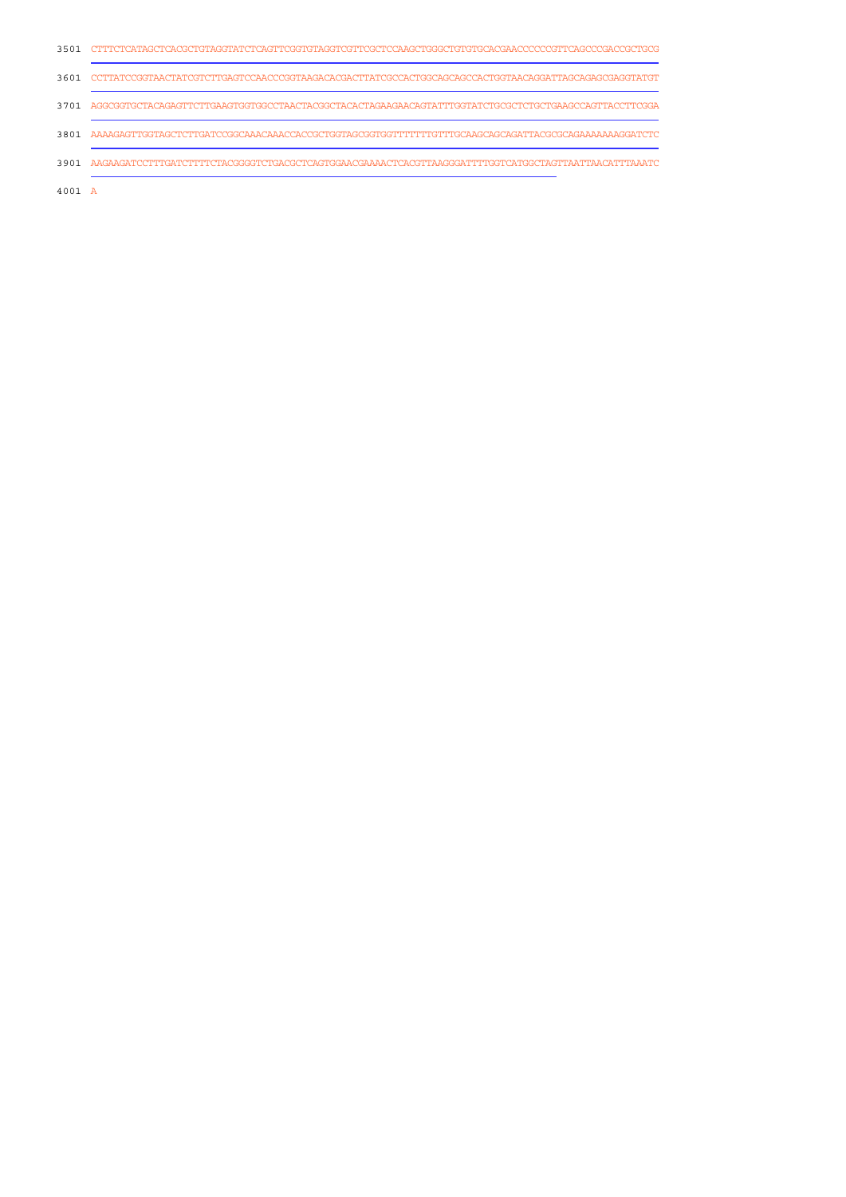```
3501  CTTTCTCATAGCTCACGCTGTAGGTATCTCAGTTCGGTGTAGGTCGTTCGCTCCAAGCTGGGCTGTGTGCACGAACCCCCCGTTCAGCCCGACCGCTGCG

3601  CCTTATCCGGTAACTATCGTCTTGAGTCCAACCCGGTAAGACACGACTTATCGCCACTGGCAGCAGCCACTGGTAACAGGATTAGCAGAGCGAGGTATGT

3701  AGGCGGTGCTACAGAGTTCTTGAAGTGGTGGCCTAACTACGGCTACACTAGAAGAACAGTATTTGGTATCTGCGCTCTGCTGAAGCCAGTTACCTTCGGA

3801  AAAAGAGTTGGTAGCTCTTGATCCGGCAAACAAACCACCGCTGGTAGCGGTGGTTTTTTTGTTTGCAAGCAGCAGATTACGCGCAGAAAAAAAGGATCTC

3901  AAGAAGATCCTTTGATCTTTTCTACGGGGTCTGACGCTCAGTGGAACGAAAACTCACGTTAAGGGATTTTGGTCATGGCTAGTTAATTAACATTTAAATC

4001  A
```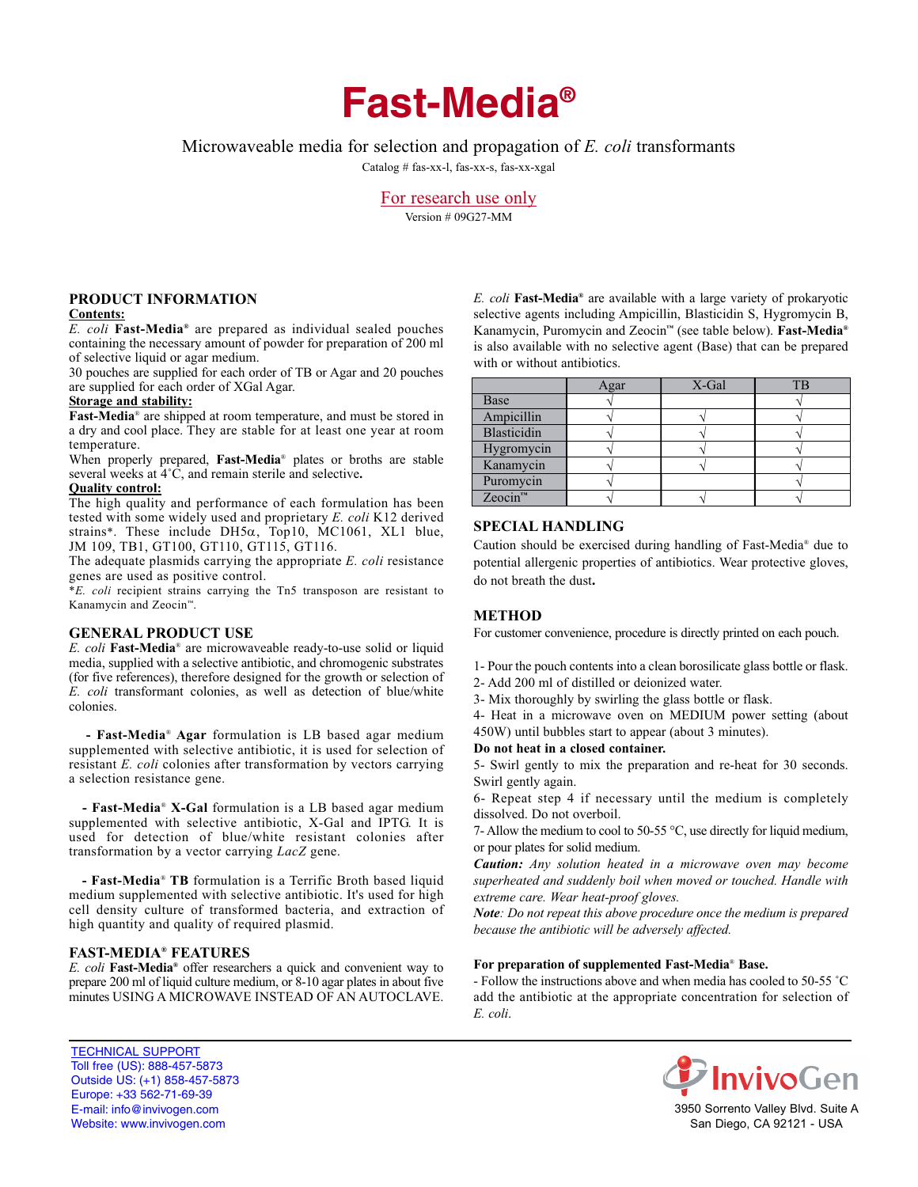# Fast-Media®

Microwaveable media for selection and propagation of *E. coli* transformants

Catalog # fas-xx-l, fas-xx-s, fas-xx-xgal

For research use only

Version # 09G27-MM

## PRODUCT INFORMATION

**Contents:**

*E. coli* **Fast-Media**® are prepared as individual sealed pouches containing the necessary amount of powder for preparation of 200 ml of selective liquid or agar medium.

30 pouches are supplied for each order of TB or Agar and 20 pouches are supplied for each order of XGal Agar.

**Storage and stability:**

**Fast-Media**® are shipped at room temperature, and must be stored in a dry and cool place. They are stable for at least one year at room temperature.

When properly prepared, **Fast-Media**® plates or broths are stable several weeks at 4˚C, and remain sterile and selective**.**

**Quality control:**

The high quality and performance of each formulation has been tested with some widely used and proprietary *E. coli* K12 derived strains*. These include DH5α, Top10, MC1061, XL1 blue, JM 109, TB1, GT100, GT110, GT115, GT116.

The adequate plasmids carrying the appropriate *E. coli* resistance genes are used as positive control.

**E. coli* recipient strains carrying the Tn5 transposon are resistant to Kanamycin and Zeocin™.

## GENERAL PRODUCT USE

*E. coli* **Fast-Media**® are microwaveable ready-to-use solid or liquid media, supplied with a selective antibiotic, and chromogenic substrates (for five references), therefore designed for the growth or selection of *E. coli* transformant colonies, as well as detection of blue/white colonies.

- **Fast-Media**® **Agar** formulation is LB based agar medium supplemented with selective antibiotic, it is used for selection of resistant *E. coli* colonies after transformation by vectors carrying a selection resistance gene.

- **Fast-Media**® **X-Gal** formulation is a LB based agar medium supplemented with selective antibiotic, X-Gal and IPTG. It is used for detection of blue/white resistant colonies after transformation by a vector carrying *LacZ* gene.

- **Fast-Media**® **TB** formulation is a Terrific Broth based liquid medium supplemented with selective antibiotic. It's used for high cell density culture of transformed bacteria, and extraction of high quantity and quality of required plasmid.

## FAST-MEDIA® FEATURES

*E. coli* **Fast-Media**® offer researchers a quick and convenient way to prepare 200 ml of liquid culture medium, or 8-10 agar plates in about five minutes USING A MICROWAVE INSTEAD OF AN AUTOCLAVE.

*E. coli* **Fast-Media**® are available with a large variety of prokaryotic selective agents including Ampicillin, Blasticidin S, Hygromycin B, Kanamycin, Puromycin and Zeocin™ (see table below). **Fast-Media**® is also available with no selective agent (Base) that can be prepared with or without antibiotics.

| | Agar | X-Gal | TB |
|---|---|---|---|
| Base | √ | | √ |
| Ampicillin | √ | √ | √ |
| Blasticidin | √ | √ | √ |
| Hygromycin | √ | √ | √ |
| Kanamycin | √ | √ | √ |
| Puromycin | √ | | √ |
| Zeocin™ | √ | √ | √ |

## SPECIAL HANDLING

Caution should be exercised during handling of Fast-Media® due to potential allergenic properties of antibiotics. Wear protective gloves, do not breath the dust**.**

## METHOD

For customer convenience, procedure is directly printed on each pouch.

1- Pour the pouch contents into a clean borosilicate glass bottle or flask.

2- Add 200 ml of distilled or deionized water.

3- Mix thoroughly by swirling the glass bottle or flask.

4- Heat in a microwave oven on MEDIUM power setting (about 450W) until bubbles start to appear (about 3 minutes).

**Do not heat in a closed container.**

5- Swirl gently to mix the preparation and re-heat for 30 seconds. Swirl gently again.

6- Repeat step 4 if necessary until the medium is completely dissolved. Do not overboil.

7- Allow the medium to cool to 50-55 °C, use directly for liquid medium, or pour plates for solid medium.

***Caution:*** *Any solution heated in a microwave oven may become superheated and suddenly boil when moved or touched. Handle with extreme care. Wear heat-proof gloves.*

***Note****: Do not repeat this above procedure once the medium is prepared because the antibiotic will be adversely affected.*

**For preparation of supplemented Fast-Media® Base.**

- Follow the instructions above and when media has cooled to 50-55 ˚C add the antibiotic at the appropriate concentration for selection of *E. coli*.

TECHNICAL SUPPORT
Toll free (US): 888-457-5873
Outside US: (+1) 858-457-5873
Europe: +33 562-71-69-39
E-mail: info@invivogen.com
Website: www.invivogen.com

InvivoGen
3950 Sorrento Valley Blvd. Suite A
San Diego, CA 92121 - USA